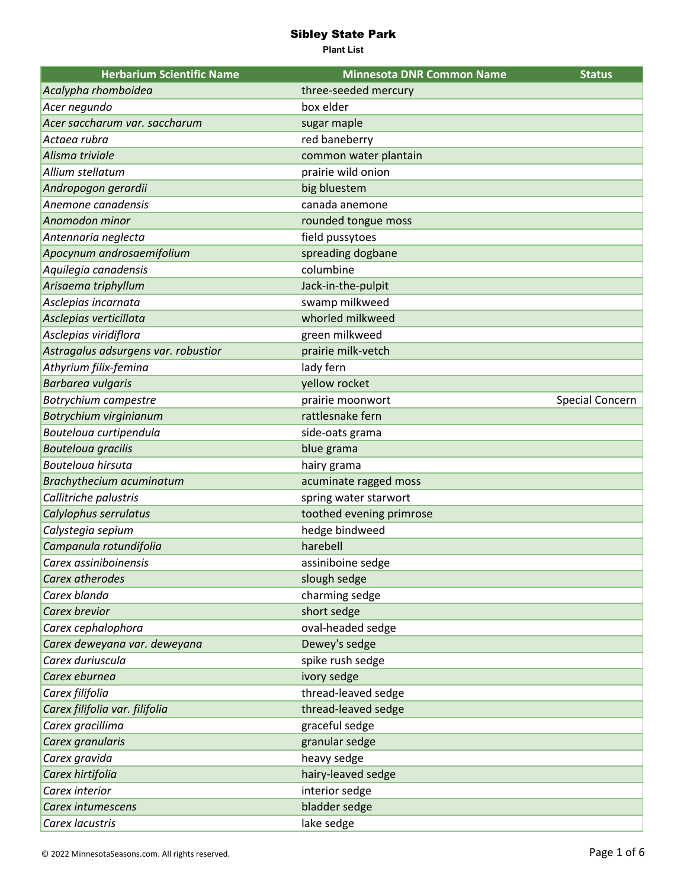# Sibley State Park

**Plant List**

| Herbarium Scientific Name | Minnesota DNR Common Name | Status |
|---|---|---|
| *Acalypha rhomboidea* | three-seeded mercury | |
| *Acer negundo* | box elder | |
| *Acer saccharum var. saccharum* | sugar maple | |
| *Actaea rubra* | red baneberry | |
| *Alisma triviale* | common water plantain | |
| *Allium stellatum* | prairie wild onion | |
| *Andropogon gerardii* | big bluestem | |
| *Anemone canadensis* | canada anemone | |
| *Anomodon minor* | rounded tongue moss | |
| *Antennaria neglecta* | field pussytoes | |
| *Apocynum androsaemifolium* | spreading dogbane | |
| *Aquilegia canadensis* | columbine | |
| *Arisaema triphyllum* | Jack-in-the-pulpit | |
| *Asclepias incarnata* | swamp milkweed | |
| *Asclepias verticillata* | whorled milkweed | |
| *Asclepias viridiflora* | green milkweed | |
| *Astragalus adsurgens var. robustior* | prairie milk-vetch | |
| *Athyrium filix-femina* | lady fern | |
| *Barbarea vulgaris* | yellow rocket | |
| *Botrychium campestre* | prairie moonwort | Special Concern |
| *Botrychium virginianum* | rattlesnake fern | |
| *Bouteloua curtipendula* | side-oats grama | |
| *Bouteloua gracilis* | blue grama | |
| *Bouteloua hirsuta* | hairy grama | |
| *Brachythecium acuminatum* | acuminate ragged moss | |
| *Callitriche palustris* | spring water starwort | |
| *Calylophus serrulatus* | toothed evening primrose | |
| *Calystegia sepium* | hedge bindweed | |
| *Campanula rotundifolia* | harebell | |
| *Carex assiniboinensis* | assiniboine sedge | |
| *Carex atherodes* | slough sedge | |
| *Carex blanda* | charming sedge | |
| *Carex brevior* | short sedge | |
| *Carex cephalophora* | oval-headed sedge | |
| *Carex deweyana var. deweyana* | Dewey's sedge | |
| *Carex duriuscula* | spike rush sedge | |
| *Carex eburnea* | ivory sedge | |
| *Carex filifolia* | thread-leaved sedge | |
| *Carex filifolia var. filifolia* | thread-leaved sedge | |
| *Carex gracillima* | graceful sedge | |
| *Carex granularis* | granular sedge | |
| *Carex gravida* | heavy sedge | |
| *Carex hirtifolia* | hairy-leaved sedge | |
| *Carex interior* | interior sedge | |
| *Carex intumescens* | bladder sedge | |
| *Carex lacustris* | lake sedge | |

© 2022 MinnesotaSeasons.com. All rights reserved.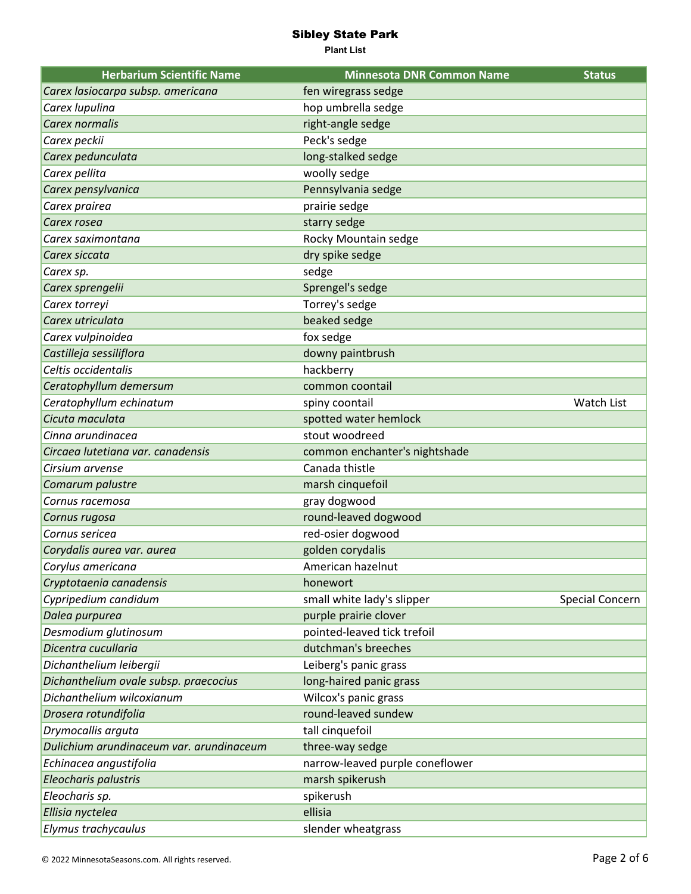# Sibley State Park

**Plant List**

| Herbarium Scientific Name | Minnesota DNR Common Name | Status |
|---|---|---|
| *Carex lasiocarpa subsp. americana* | fen wiregrass sedge | |
| *Carex lupulina* | hop umbrella sedge | |
| *Carex normalis* | right-angle sedge | |
| *Carex peckii* | Peck's sedge | |
| *Carex pedunculata* | long-stalked sedge | |
| *Carex pellita* | woolly sedge | |
| *Carex pensylvanica* | Pennsylvania sedge | |
| *Carex prairea* | prairie sedge | |
| *Carex rosea* | starry sedge | |
| *Carex saximontana* | Rocky Mountain sedge | |
| *Carex siccata* | dry spike sedge | |
| *Carex sp.* | sedge | |
| *Carex sprengelii* | Sprengel's sedge | |
| *Carex torreyi* | Torrey's sedge | |
| *Carex utriculata* | beaked sedge | |
| *Carex vulpinoidea* | fox sedge | |
| *Castilleja sessiliflora* | downy paintbrush | |
| *Celtis occidentalis* | hackberry | |
| *Ceratophyllum demersum* | common coontail | |
| *Ceratophyllum echinatum* | spiny coontail | Watch List |
| *Cicuta maculata* | spotted water hemlock | |
| *Cinna arundinacea* | stout woodreed | |
| *Circaea lutetiana var. canadensis* | common enchanter's nightshade | |
| *Cirsium arvense* | Canada thistle | |
| *Comarum palustre* | marsh cinquefoil | |
| *Cornus racemosa* | gray dogwood | |
| *Cornus rugosa* | round-leaved dogwood | |
| *Cornus sericea* | red-osier dogwood | |
| *Corydalis aurea var. aurea* | golden corydalis | |
| *Corylus americana* | American hazelnut | |
| *Cryptotaenia canadensis* | honewort | |
| *Cypripedium candidum* | small white lady's slipper | Special Concern |
| *Dalea purpurea* | purple prairie clover | |
| *Desmodium glutinosum* | pointed-leaved tick trefoil | |
| *Dicentra cucullaria* | dutchman's breeches | |
| *Dichanthelium leibergii* | Leiberg's panic grass | |
| *Dichanthelium ovale subsp. praecocius* | long-haired panic grass | |
| *Dichanthelium wilcoxianum* | Wilcox's panic grass | |
| *Drosera rotundifolia* | round-leaved sundew | |
| *Drymocallis arguta* | tall cinquefoil | |
| *Dulichium arundinaceum var. arundinaceum* | three-way sedge | |
| *Echinacea angustifolia* | narrow-leaved purple coneflower | |
| *Eleocharis palustris* | marsh spikerush | |
| *Eleocharis sp.* | spikerush | |
| *Ellisia nyctelea* | ellisia | |
| *Elymus trachycaulus* | slender wheatgrass | |

© 2022 MinnesotaSeasons.com. All rights reserved.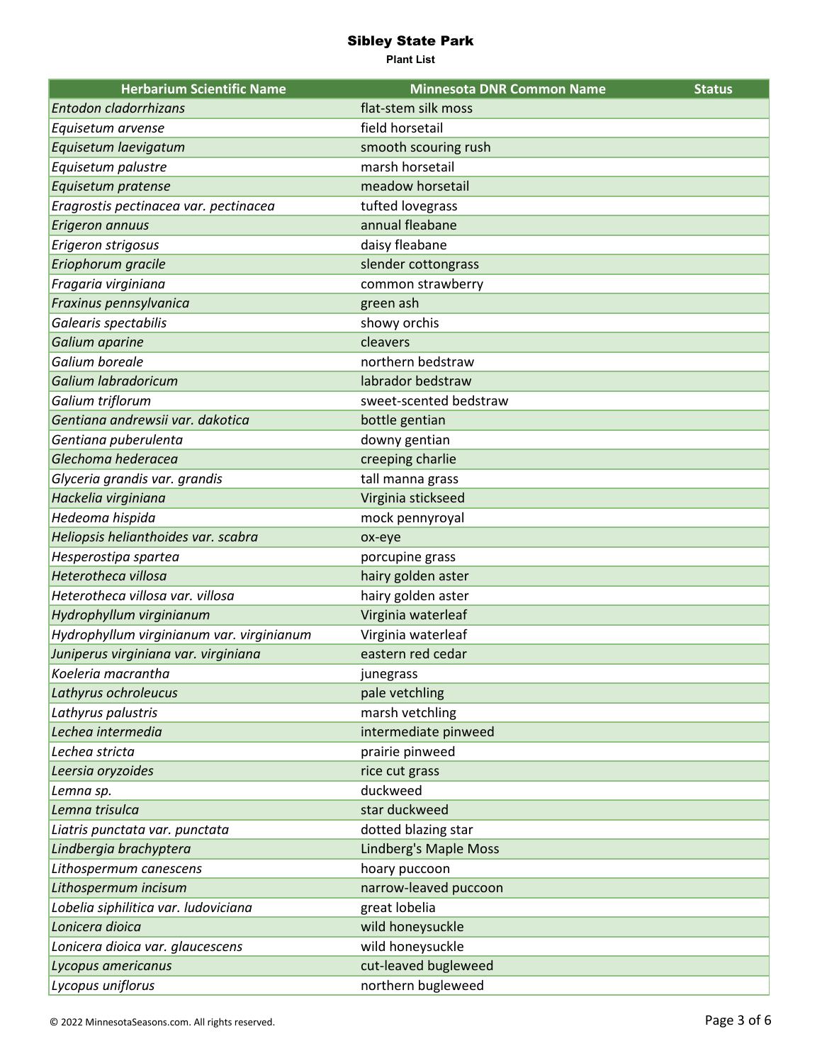# Sibley State Park

**Plant List**

| Herbarium Scientific Name | Minnesota DNR Common Name | Status |
|---|---|---|
| *Entodon cladorrhizans* | flat-stem silk moss | |
| *Equisetum arvense* | field horsetail | |
| *Equisetum laevigatum* | smooth scouring rush | |
| *Equisetum palustre* | marsh horsetail | |
| *Equisetum pratense* | meadow horsetail | |
| *Eragrostis pectinacea var. pectinacea* | tufted lovegrass | |
| *Erigeron annuus* | annual fleabane | |
| *Erigeron strigosus* | daisy fleabane | |
| *Eriophorum gracile* | slender cottongrass | |
| *Fragaria virginiana* | common strawberry | |
| *Fraxinus pennsylvanica* | green ash | |
| *Galearis spectabilis* | showy orchis | |
| *Galium aparine* | cleavers | |
| *Galium boreale* | northern bedstraw | |
| *Galium labradoricum* | labrador bedstraw | |
| *Galium triflorum* | sweet-scented bedstraw | |
| *Gentiana andrewsii var. dakotica* | bottle gentian | |
| *Gentiana puberulenta* | downy gentian | |
| *Glechoma hederacea* | creeping charlie | |
| *Glyceria grandis var. grandis* | tall manna grass | |
| *Hackelia virginiana* | Virginia stickseed | |
| *Hedeoma hispida* | mock pennyroyal | |
| *Heliopsis helianthoides var. scabra* | ox-eye | |
| *Hesperostipa spartea* | porcupine grass | |
| *Heterotheca villosa* | hairy golden aster | |
| *Heterotheca villosa var. villosa* | hairy golden aster | |
| *Hydrophyllum virginianum* | Virginia waterleaf | |
| *Hydrophyllum virginianum var. virginianum* | Virginia waterleaf | |
| *Juniperus virginiana var. virginiana* | eastern red cedar | |
| *Koeleria macrantha* | junegrass | |
| *Lathyrus ochroleucus* | pale vetchling | |
| *Lathyrus palustris* | marsh vetchling | |
| *Lechea intermedia* | intermediate pinweed | |
| *Lechea stricta* | prairie pinweed | |
| *Leersia oryzoides* | rice cut grass | |
| *Lemna sp.* | duckweed | |
| *Lemna trisulca* | star duckweed | |
| *Liatris punctata var. punctata* | dotted blazing star | |
| *Lindbergia brachyptera* | Lindberg's Maple Moss | |
| *Lithospermum canescens* | hoary puccoon | |
| *Lithospermum incisum* | narrow-leaved puccoon | |
| *Lobelia siphilitica var. ludoviciana* | great lobelia | |
| *Lonicera dioica* | wild honeysuckle | |
| *Lonicera dioica var. glaucescens* | wild honeysuckle | |
| *Lycopus americanus* | cut-leaved bugleweed | |
| *Lycopus uniflorus* | northern bugleweed | |

© 2022 MinnesotaSeasons.com. All rights reserved.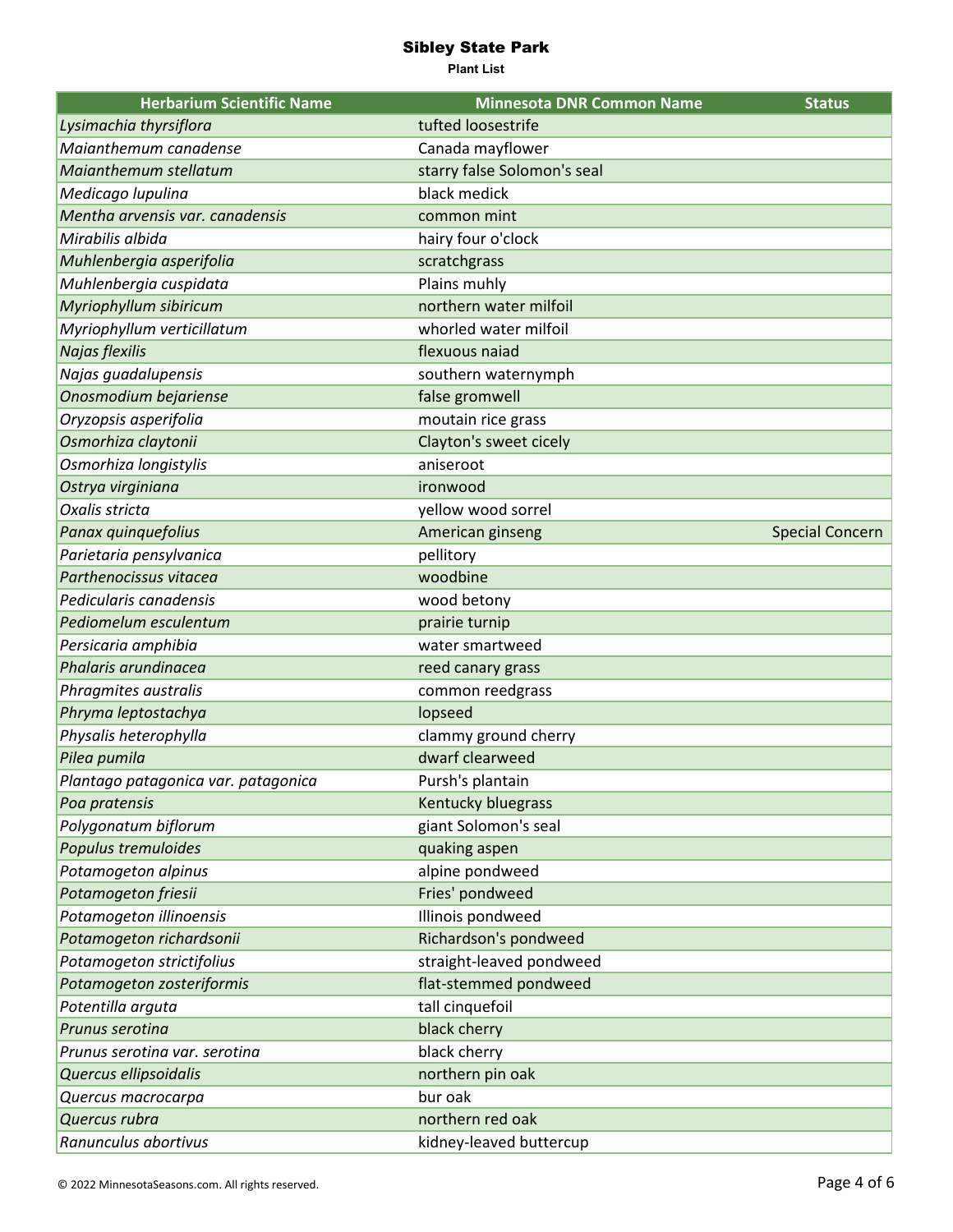# Sibley State Park

**Plant List**

| Herbarium Scientific Name | Minnesota DNR Common Name | Status |
|---|---|---|
| *Lysimachia thyrsiflora* | tufted loosestrife | |
| *Maianthemum canadense* | Canada mayflower | |
| *Maianthemum stellatum* | starry false Solomon's seal | |
| *Medicago lupulina* | black medick | |
| *Mentha arvensis var. canadensis* | common mint | |
| *Mirabilis albida* | hairy four o'clock | |
| *Muhlenbergia asperifolia* | scratchgrass | |
| *Muhlenbergia cuspidata* | Plains muhly | |
| *Myriophyllum sibiricum* | northern water milfoil | |
| *Myriophyllum verticillatum* | whorled water milfoil | |
| *Najas flexilis* | flexuous naiad | |
| *Najas guadalupensis* | southern waternymph | |
| *Onosmodium bejariense* | false gromwell | |
| *Oryzopsis asperifolia* | moutain rice grass | |
| *Osmorhiza claytonii* | Clayton's sweet cicely | |
| *Osmorhiza longistylis* | aniseroot | |
| *Ostrya virginiana* | ironwood | |
| *Oxalis stricta* | yellow wood sorrel | |
| *Panax quinquefolius* | American ginseng | Special Concern |
| *Parietaria pensylvanica* | pellitory | |
| *Parthenocissus vitacea* | woodbine | |
| *Pedicularis canadensis* | wood betony | |
| *Pediomelum esculentum* | prairie turnip | |
| *Persicaria amphibia* | water smartweed | |
| *Phalaris arundinacea* | reed canary grass | |
| *Phragmites australis* | common reedgrass | |
| *Phryma leptostachya* | lopseed | |
| *Physalis heterophylla* | clammy ground cherry | |
| *Pilea pumila* | dwarf clearweed | |
| *Plantago patagonica var. patagonica* | Pursh's plantain | |
| *Poa pratensis* | Kentucky bluegrass | |
| *Polygonatum biflorum* | giant Solomon's seal | |
| *Populus tremuloides* | quaking aspen | |
| *Potamogeton alpinus* | alpine pondweed | |
| *Potamogeton friesii* | Fries' pondweed | |
| *Potamogeton illinoensis* | Illinois pondweed | |
| *Potamogeton richardsonii* | Richardson's pondweed | |
| *Potamogeton strictifolius* | straight-leaved pondweed | |
| *Potamogeton zosteriformis* | flat-stemmed pondweed | |
| *Potentilla arguta* | tall cinquefoil | |
| *Prunus serotina* | black cherry | |
| *Prunus serotina var. serotina* | black cherry | |
| *Quercus ellipsoidalis* | northern pin oak | |
| *Quercus macrocarpa* | bur oak | |
| *Quercus rubra* | northern red oak | |
| *Ranunculus abortivus* | kidney-leaved buttercup | |

© 2022 MinnesotaSeasons.com. All rights reserved.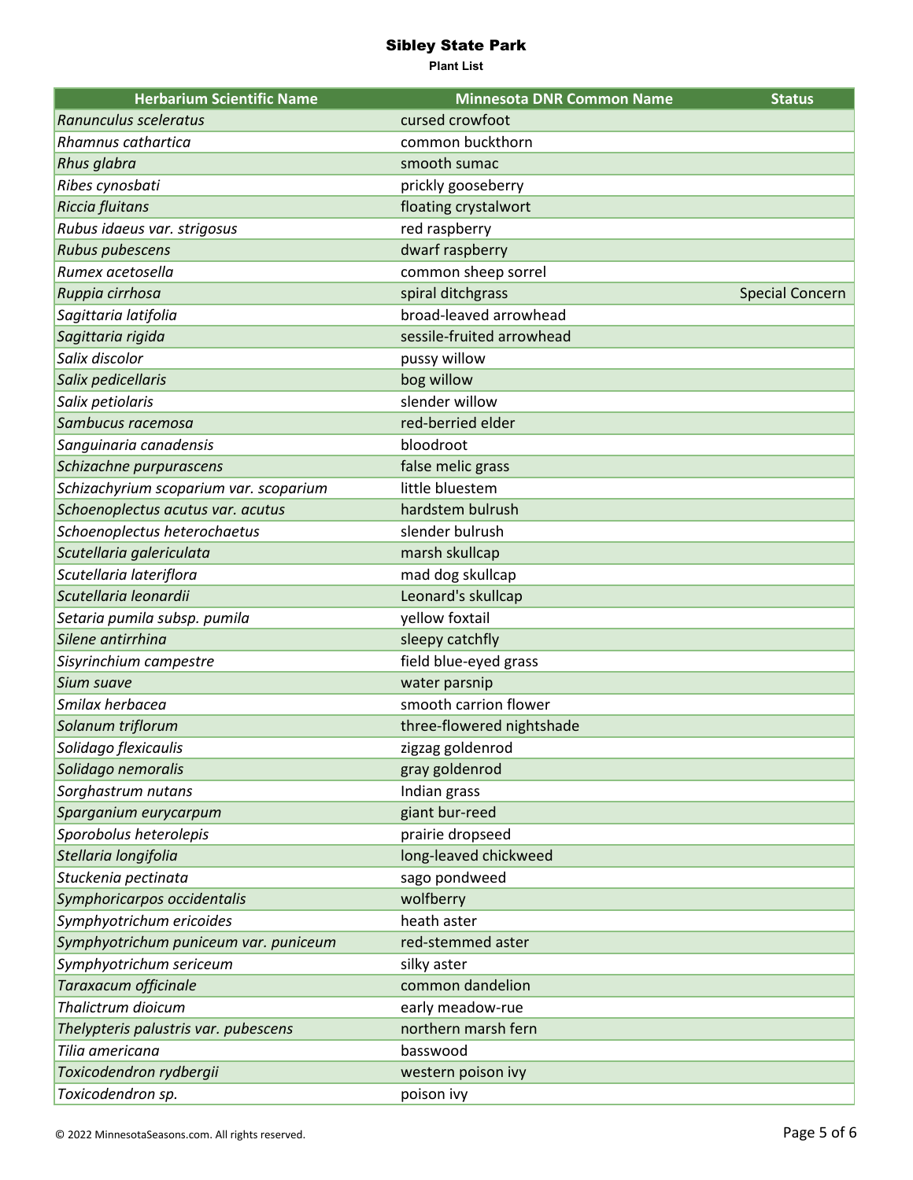# Sibley State Park

**Plant List**

| Herbarium Scientific Name | Minnesota DNR Common Name | Status |
|---|---|---|
| *Ranunculus sceleratus* | cursed crowfoot | |
| *Rhamnus cathartica* | common buckthorn | |
| *Rhus glabra* | smooth sumac | |
| *Ribes cynosbati* | prickly gooseberry | |
| *Riccia fluitans* | floating crystalwort | |
| *Rubus idaeus var. strigosus* | red raspberry | |
| *Rubus pubescens* | dwarf raspberry | |
| *Rumex acetosella* | common sheep sorrel | |
| *Ruppia cirrhosa* | spiral ditchgrass | Special Concern |
| *Sagittaria latifolia* | broad-leaved arrowhead | |
| *Sagittaria rigida* | sessile-fruited arrowhead | |
| *Salix discolor* | pussy willow | |
| *Salix pedicellaris* | bog willow | |
| *Salix petiolaris* | slender willow | |
| *Sambucus racemosa* | red-berried elder | |
| *Sanguinaria canadensis* | bloodroot | |
| *Schizachne purpurascens* | false melic grass | |
| *Schizachyrium scoparium var. scoparium* | little bluestem | |
| *Schoenoplectus acutus var. acutus* | hardstem bulrush | |
| *Schoenoplectus heterochaetus* | slender bulrush | |
| *Scutellaria galericulata* | marsh skullcap | |
| *Scutellaria lateriflora* | mad dog skullcap | |
| *Scutellaria leonardii* | Leonard's skullcap | |
| *Setaria pumila subsp. pumila* | yellow foxtail | |
| *Silene antirrhina* | sleepy catchfly | |
| *Sisyrinchium campestre* | field blue-eyed grass | |
| *Sium suave* | water parsnip | |
| *Smilax herbacea* | smooth carrion flower | |
| *Solanum triflorum* | three-flowered nightshade | |
| *Solidago flexicaulis* | zigzag goldenrod | |
| *Solidago nemoralis* | gray goldenrod | |
| *Sorghastrum nutans* | Indian grass | |
| *Sparganium eurycarpum* | giant bur-reed | |
| *Sporobolus heterolepis* | prairie dropseed | |
| *Stellaria longifolia* | long-leaved chickweed | |
| *Stuckenia pectinata* | sago pondweed | |
| *Symphoricarpos occidentalis* | wolfberry | |
| *Symphyotrichum ericoides* | heath aster | |
| *Symphyotrichum puniceum var. puniceum* | red-stemmed aster | |
| *Symphyotrichum sericeum* | silky aster | |
| *Taraxacum officinale* | common dandelion | |
| *Thalictrum dioicum* | early meadow-rue | |
| *Thelypteris palustris var. pubescens* | northern marsh fern | |
| *Tilia americana* | basswood | |
| *Toxicodendron rydbergii* | western poison ivy | |
| *Toxicodendron sp.* | poison ivy | |

© 2022 MinnesotaSeasons.com. All rights reserved.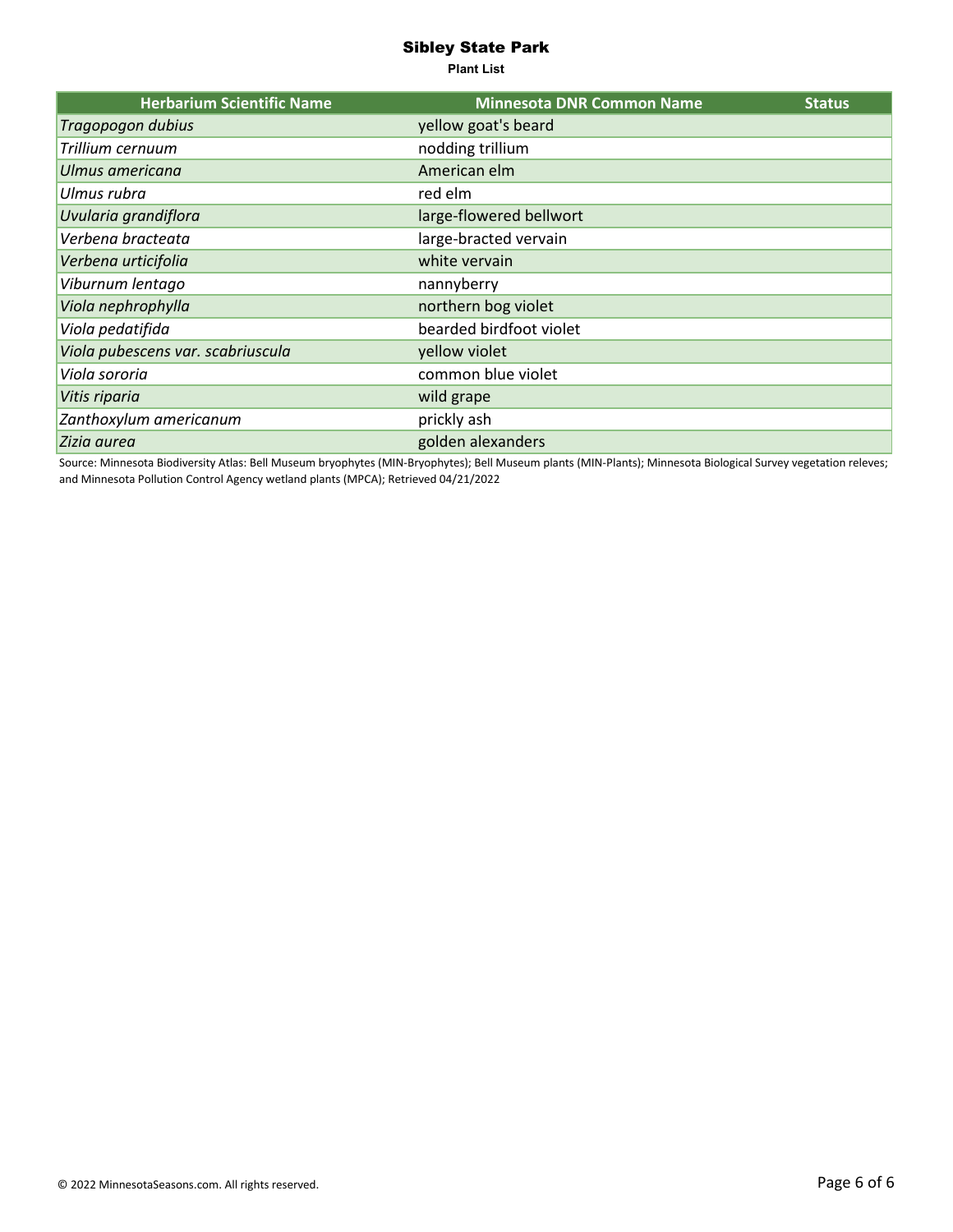## Sibley State Park

**Plant List**

| Herbarium Scientific Name | Minnesota DNR Common Name | Status |
|---|---|---|
| *Tragopogon dubius* | yellow goat's beard | |
| *Trillium cernuum* | nodding trillium | |
| *Ulmus americana* | American elm | |
| *Ulmus rubra* | red elm | |
| *Uvularia grandiflora* | large-flowered bellwort | |
| *Verbena bracteata* | large-bracted vervain | |
| *Verbena urticifolia* | white vervain | |
| *Viburnum lentago* | nannyberry | |
| *Viola nephrophylla* | northern bog violet | |
| *Viola pedatifida* | bearded birdfoot violet | |
| *Viola pubescens var. scabriuscula* | yellow violet | |
| *Viola sororia* | common blue violet | |
| *Vitis riparia* | wild grape | |
| *Zanthoxylum americanum* | prickly ash | |
| *Zizia aurea* | golden alexanders | |

Source: Minnesota Biodiversity Atlas: Bell Museum bryophytes (MIN-Bryophytes); Bell Museum plants (MIN-Plants); Minnesota Biological Survey vegetation releves; and Minnesota Pollution Control Agency wetland plants (MPCA); Retrieved 04/21/2022

© 2022 MinnesotaSeasons.com. All rights reserved.